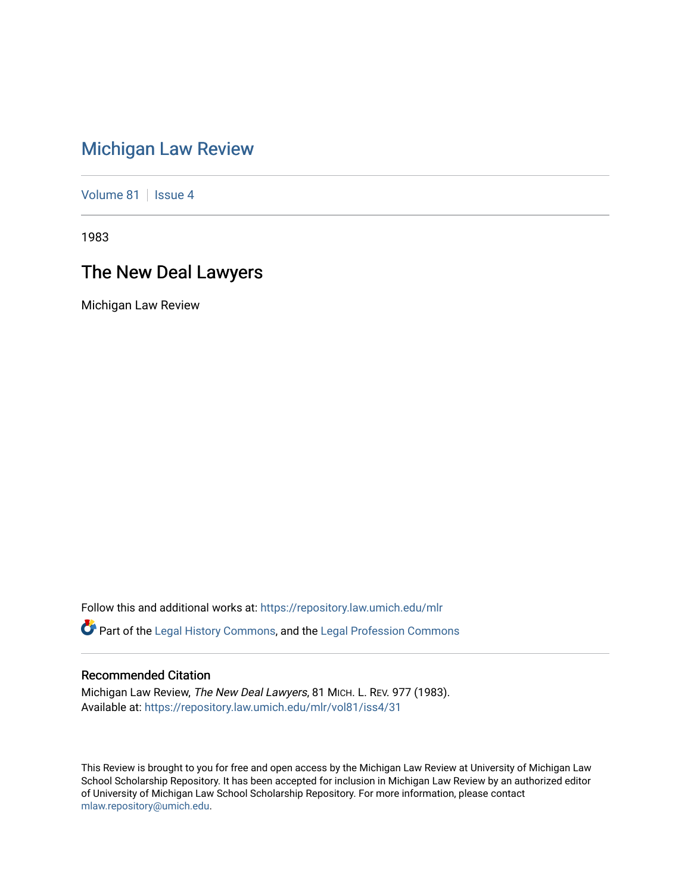# Michigan Law Review

Volume 81 | Issue 4

1983

## The New Deal Lawyers

Michigan Law Review

Follow this and additional works at: https://repository.law.umich.edu/mlr

Part of the Legal History Commons, and the Legal Profession Commons

### Recommended Citation

Michigan Law Review, *The New Deal Lawyers*, 81 MICH. L. REV. 977 (1983).
Available at: https://repository.law.umich.edu/mlr/vol81/iss4/31

This Review is brought to you for free and open access by the Michigan Law Review at University of Michigan Law School Scholarship Repository. It has been accepted for inclusion in Michigan Law Review by an authorized editor of University of Michigan Law School Scholarship Repository. For more information, please contact mlaw.repository@umich.edu.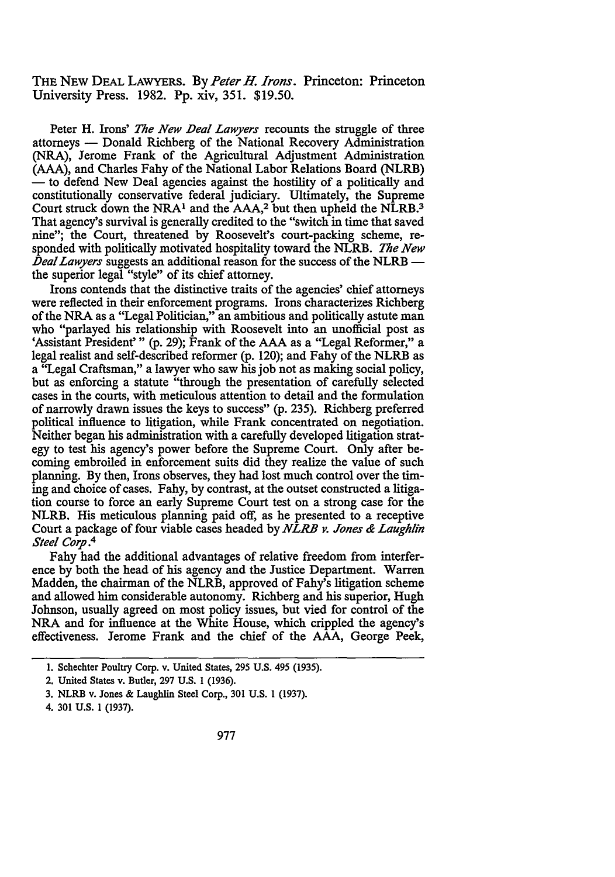THE NEW DEAL LAWYERS. By *Peter H. Irons*. Princeton: Princeton University Press. 1982. Pp. xiv, 351. $19.50.

Peter H. Irons' *The New Deal Lawyers* recounts the struggle of three attorneys — Donald Richberg of the National Recovery Administration (NRA), Jerome Frank of the Agricultural Adjustment Administration (AAA), and Charles Fahy of the National Labor Relations Board (NLRB) — to defend New Deal agencies against the hostility of a politically and constitutionally conservative federal judiciary. Ultimately, the Supreme Court struck down the NRA[1] and the AAA,[2] but then upheld the NLRB.[3] That agency's survival is generally credited to the "switch in time that saved nine"; the Court, threatened by Roosevelt's court-packing scheme, responded with politically motivated hospitality toward the NLRB. *The New Deal Lawyers* suggests an additional reason for the success of the NLRB — the superior legal "style" of its chief attorney.

Irons contends that the distinctive traits of the agencies' chief attorneys were reflected in their enforcement programs. Irons characterizes Richberg of the NRA as a "Legal Politician," an ambitious and politically astute man who "parlayed his relationship with Roosevelt into an unofficial post as 'Assistant President' " (p. 29); Frank of the AAA as a "Legal Reformer," a legal realist and self-described reformer (p. 120); and Fahy of the NLRB as a "Legal Craftsman," a lawyer who saw his job not as making social policy, but as enforcing a statute "through the presentation of carefully selected cases in the courts, with meticulous attention to detail and the formulation of narrowly drawn issues the keys to success" (p. 235). Richberg preferred political influence to litigation, while Frank concentrated on negotiation. Neither began his administration with a carefully developed litigation strategy to test his agency's power before the Supreme Court. Only after becoming embroiled in enforcement suits did they realize the value of such planning. By then, Irons observes, they had lost much control over the timing and choice of cases. Fahy, by contrast, at the outset constructed a litigation course to force an early Supreme Court test on a strong case for the NLRB. His meticulous planning paid off, as he presented to a receptive Court a package of four viable cases headed by *NLRB v. Jones & Laughlin Steel Corp.*[4]

Fahy had the additional advantages of relative freedom from interference by both the head of his agency and the Justice Department. Warren Madden, the chairman of the NLRB, approved of Fahy's litigation scheme and allowed him considerable autonomy. Richberg and his superior, Hugh Johnson, usually agreed on most policy issues, but vied for control of the NRA and for influence at the White House, which crippled the agency's effectiveness. Jerome Frank and the chief of the AAA, George Peek,

---

1. Schechter Poultry Corp. v. United States, 295 U.S. 495 (1935).
2. United States v. Butler, 297 U.S. 1 (1936).
3. NLRB v. Jones & Laughlin Steel Corp., 301 U.S. 1 (1937).
4. 301 U.S. 1 (1937).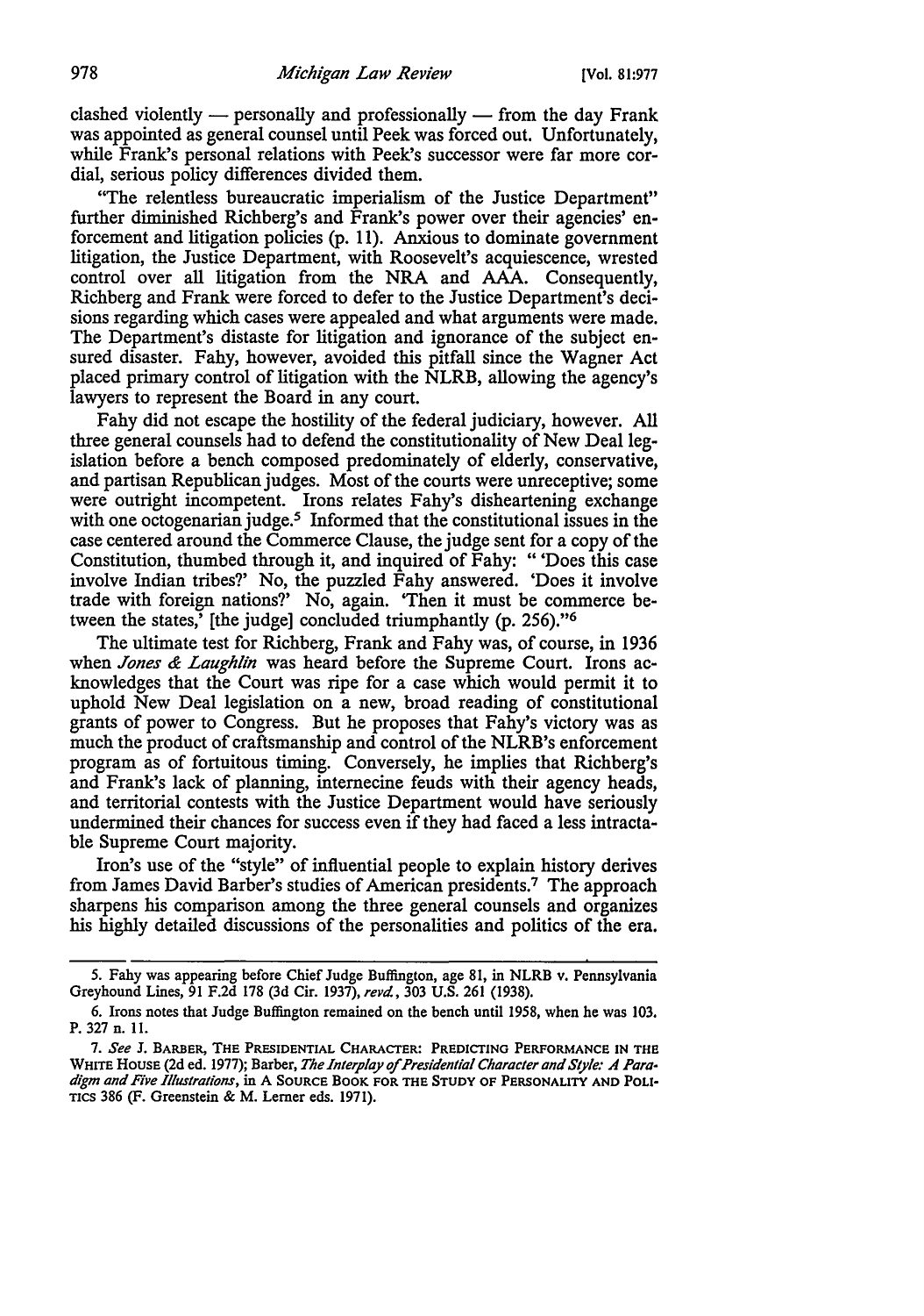clashed violently — personally and professionally — from the day Frank was appointed as general counsel until Peek was forced out. Unfortunately, while Frank's personal relations with Peek's successor were far more cordial, serious policy differences divided them.

"The relentless bureaucratic imperialism of the Justice Department" further diminished Richberg's and Frank's power over their agencies' enforcement and litigation policies (p. 11). Anxious to dominate government litigation, the Justice Department, with Roosevelt's acquiescence, wrested control over all litigation from the NRA and AAA. Consequently, Richberg and Frank were forced to defer to the Justice Department's decisions regarding which cases were appealed and what arguments were made. The Department's distaste for litigation and ignorance of the subject ensured disaster. Fahy, however, avoided this pitfall since the Wagner Act placed primary control of litigation with the NLRB, allowing the agency's lawyers to represent the Board in any court.

Fahy did not escape the hostility of the federal judiciary, however. All three general counsels had to defend the constitutionality of New Deal legislation before a bench composed predominately of elderly, conservative, and partisan Republican judges. Most of the courts were unreceptive; some were outright incompetent. Irons relates Fahy's disheartening exchange with one octogenarian judge.[5] Informed that the constitutional issues in the case centered around the Commerce Clause, the judge sent for a copy of the Constitution, thumbed through it, and inquired of Fahy: " 'Does this case involve Indian tribes?' No, the puzzled Fahy answered. 'Does it involve trade with foreign nations?' No, again. 'Then it must be commerce between the states,' [the judge] concluded triumphantly (p. 256)."[6]

The ultimate test for Richberg, Frank and Fahy was, of course, in 1936 when *Jones & Laughlin* was heard before the Supreme Court. Irons acknowledges that the Court was ripe for a case which would permit it to uphold New Deal legislation on a new, broad reading of constitutional grants of power to Congress. But he proposes that Fahy's victory was as much the product of craftsmanship and control of the NLRB's enforcement program as of fortuitous timing. Conversely, he implies that Richberg's and Frank's lack of planning, internecine feuds with their agency heads, and territorial contests with the Justice Department would have seriously undermined their chances for success even if they had faced a less intractable Supreme Court majority.

Iron's use of the "style" of influential people to explain history derives from James David Barber's studies of American presidents.[7] The approach sharpens his comparison among the three general counsels and organizes his highly detailed discussions of the personalities and politics of the era.

---

5. Fahy was appearing before Chief Judge Buffington, age 81, in NLRB v. Pennsylvania Greyhound Lines, 91 F.2d 178 (3d Cir. 1937), *revd.*, 303 U.S. 261 (1938).

6. Irons notes that Judge Buffington remained on the bench until 1958, when he was 103. P. 327 n. 11.

7. *See* J. BARBER, THE PRESIDENTIAL CHARACTER: PREDICTING PERFORMANCE IN THE WHITE HOUSE (2d ed. 1977); Barber, *The Interplay of Presidential Character and Style: A Paradigm and Five Illustrations*, in A SOURCE BOOK FOR THE STUDY OF PERSONALITY AND POLITICS 386 (F. Greenstein & M. Lerner eds. 1971).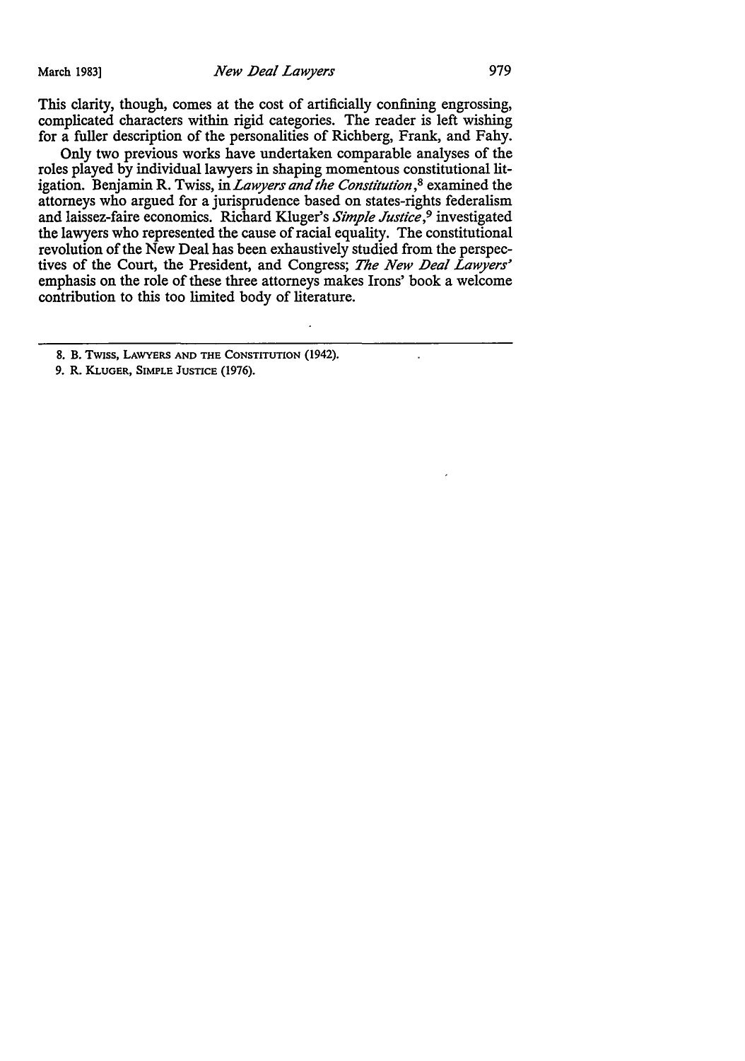This clarity, though, comes at the cost of artificially confining engrossing, complicated characters within rigid categories. The reader is left wishing for a fuller description of the personalities of Richberg, Frank, and Fahy.

Only two previous works have undertaken comparable analyses of the roles played by individual lawyers in shaping momentous constitutional litigation. Benjamin R. Twiss, in *Lawyers and the Constitution*,[8] examined the attorneys who argued for a jurisprudence based on states-rights federalism and laissez-faire economics. Richard Kluger's *Simple Justice*,[9] investigated the lawyers who represented the cause of racial equality. The constitutional revolution of the New Deal has been exhaustively studied from the perspectives of the Court, the President, and Congress; *The New Deal Lawyers'* emphasis on the role of these three attorneys makes Irons' book a welcome contribution to this too limited body of literature.

---

8. B. TWISS, LAWYERS AND THE CONSTITUTION (1942).

9. R. KLUGER, SIMPLE JUSTICE (1976).